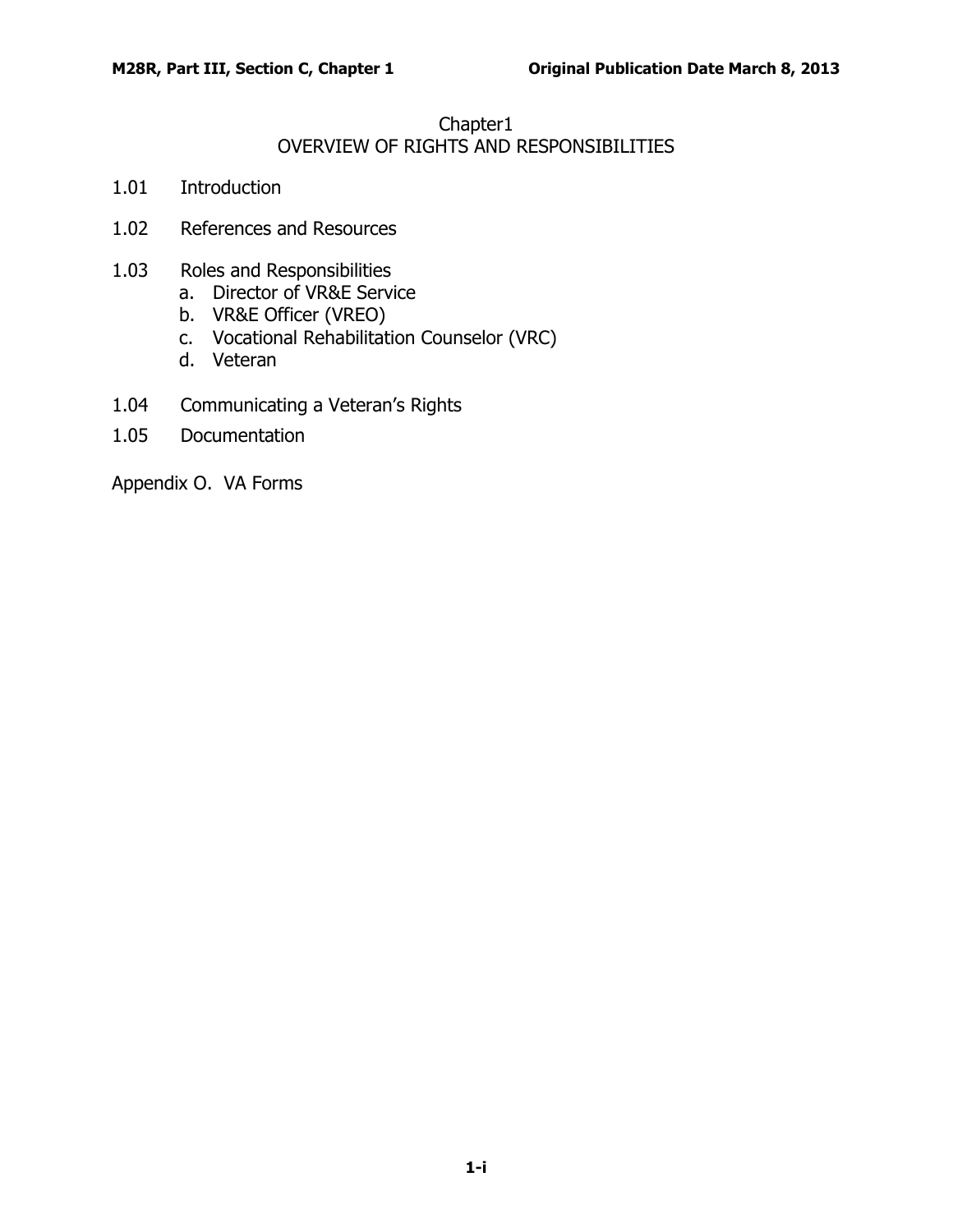# Chapter1
## OVERVIEW OF RIGHTS AND RESPONSIBILITIES

1.01 Introduction

1.02 References and Resources

1.03 Roles and Responsibilities
   a. Director of VR&E Service
   b. VR&E Officer (VREO)
   c. Vocational Rehabilitation Counselor (VRC)
   d. Veteran

1.04 Communicating a Veteran's Rights

1.05 Documentation

Appendix O. VA Forms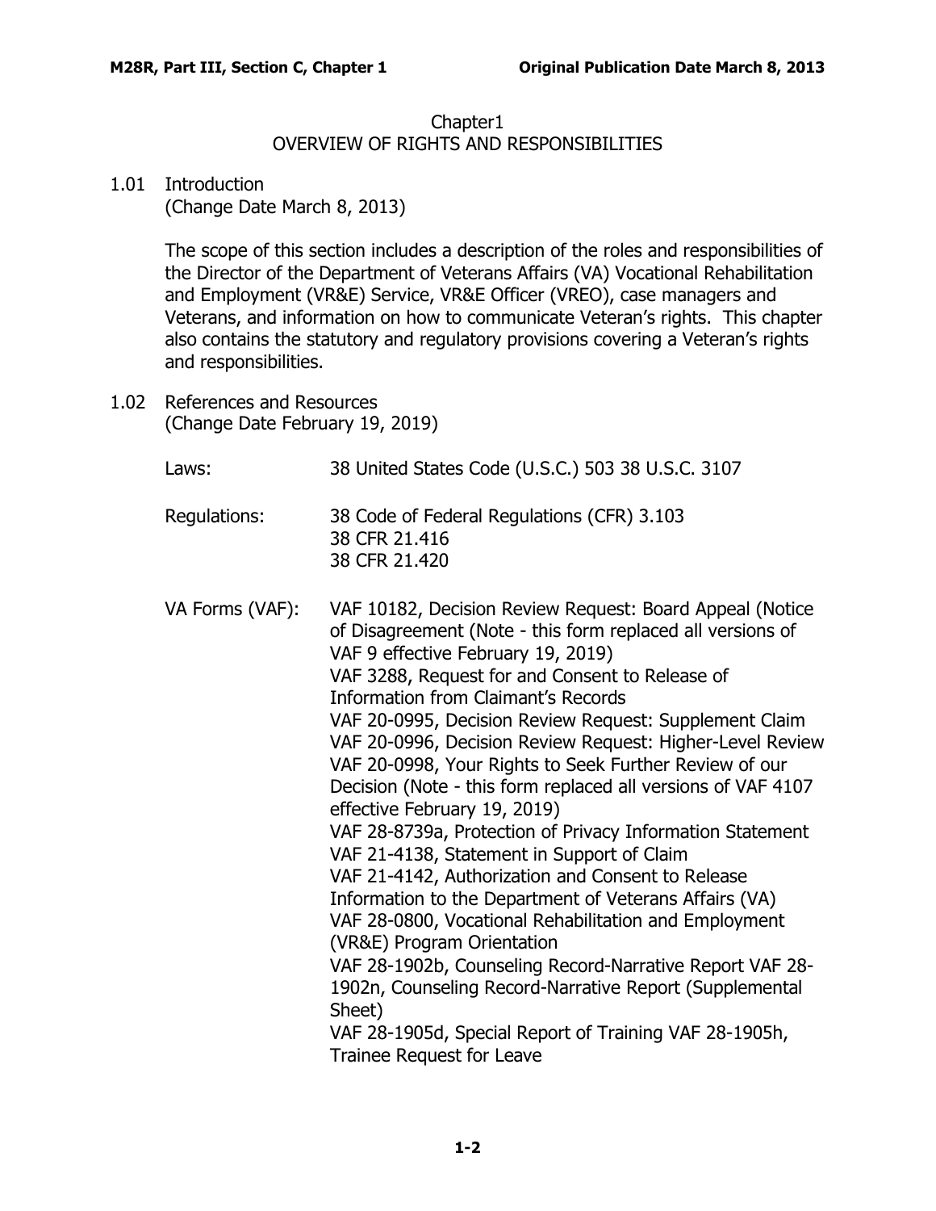# Chapter1
## OVERVIEW OF RIGHTS AND RESPONSIBILITIES

### 1.01 Introduction
(Change Date March 8, 2013)

The scope of this section includes a description of the roles and responsibilities of the Director of the Department of Veterans Affairs (VA) Vocational Rehabilitation and Employment (VR&E) Service, VR&E Officer (VREO), case managers and Veterans, and information on how to communicate Veteran's rights. This chapter also contains the statutory and regulatory provisions covering a Veteran's rights and responsibilities.

### 1.02 References and Resources
(Change Date February 19, 2019)

Laws: 38 United States Code (U.S.C.) 503 38 U.S.C. 3107

Regulations: 38 Code of Federal Regulations (CFR) 3.103
38 CFR 21.416
38 CFR 21.420

VA Forms (VAF): VAF 10182, Decision Review Request: Board Appeal (Notice of Disagreement (Note - this form replaced all versions of VAF 9 effective February 19, 2019)
VAF 3288, Request for and Consent to Release of Information from Claimant's Records
VAF 20-0995, Decision Review Request: Supplement Claim
VAF 20-0996, Decision Review Request: Higher-Level Review
VAF 20-0998, Your Rights to Seek Further Review of our Decision (Note - this form replaced all versions of VAF 4107 effective February 19, 2019)
VAF 28-8739a, Protection of Privacy Information Statement
VAF 21-4138, Statement in Support of Claim
VAF 21-4142, Authorization and Consent to Release Information to the Department of Veterans Affairs (VA)
VAF 28-0800, Vocational Rehabilitation and Employment (VR&E) Program Orientation
VAF 28-1902b, Counseling Record-Narrative Report VAF 28-1902n, Counseling Record-Narrative Report (Supplemental Sheet)
VAF 28-1905d, Special Report of Training VAF 28-1905h, Trainee Request for Leave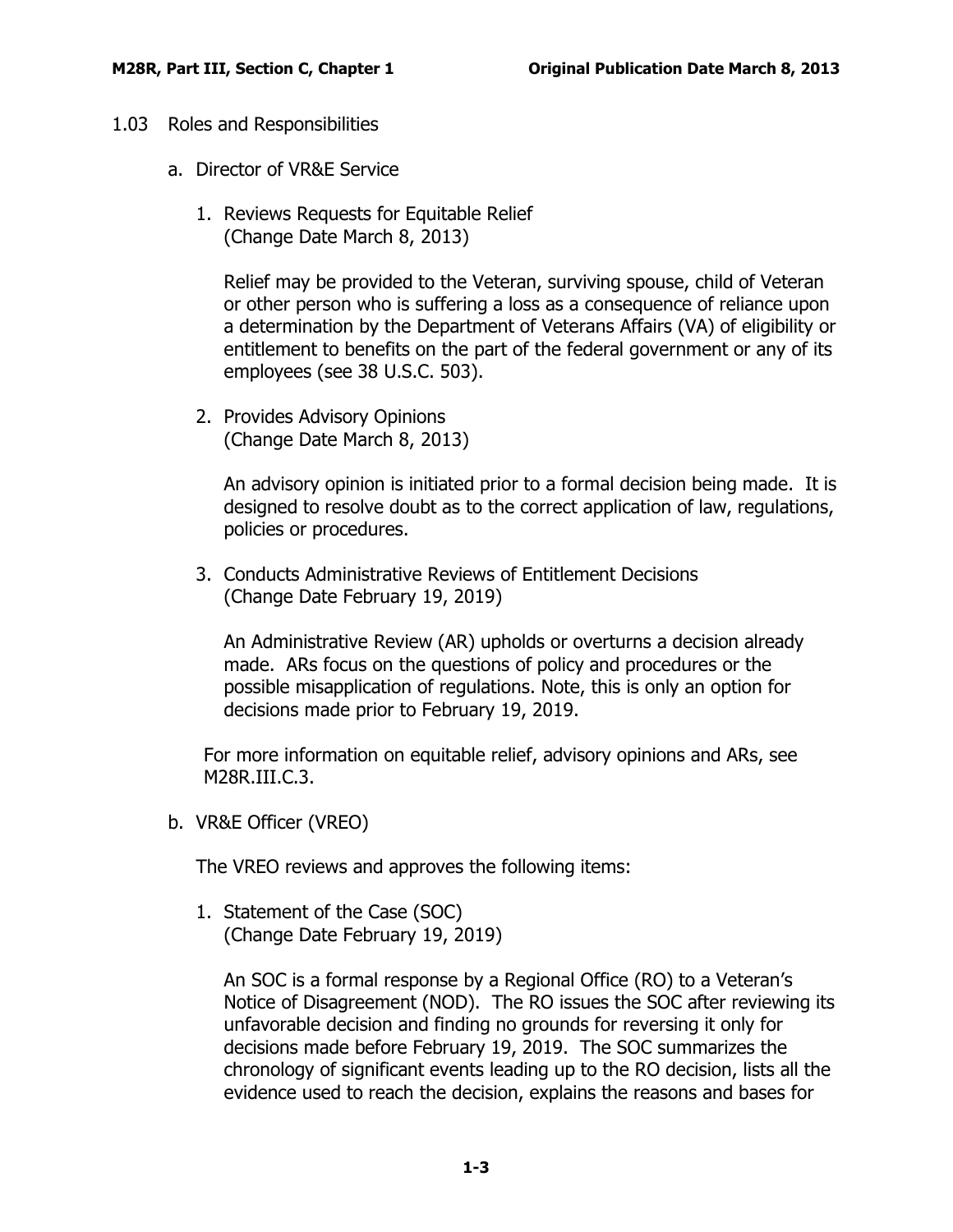## 1.03 Roles and Responsibilities

### a. Director of VR&E Service

1. Reviews Requests for Equitable Relief
   (Change Date March 8, 2013)

   Relief may be provided to the Veteran, surviving spouse, child of Veteran or other person who is suffering a loss as a consequence of reliance upon a determination by the Department of Veterans Affairs (VA) of eligibility or entitlement to benefits on the part of the federal government or any of its employees (see 38 U.S.C. 503).

2. Provides Advisory Opinions
   (Change Date March 8, 2013)

   An advisory opinion is initiated prior to a formal decision being made. It is designed to resolve doubt as to the correct application of law, regulations, policies or procedures.

3. Conducts Administrative Reviews of Entitlement Decisions
   (Change Date February 19, 2019)

   An Administrative Review (AR) upholds or overturns a decision already made. ARs focus on the questions of policy and procedures or the possible misapplication of regulations. Note, this is only an option for decisions made prior to February 19, 2019.

For more information on equitable relief, advisory opinions and ARs, see M28R.III.C.3.

### b. VR&E Officer (VREO)

The VREO reviews and approves the following items:

1. Statement of the Case (SOC)
   (Change Date February 19, 2019)

   An SOC is a formal response by a Regional Office (RO) to a Veteran's Notice of Disagreement (NOD). The RO issues the SOC after reviewing its unfavorable decision and finding no grounds for reversing it only for decisions made before February 19, 2019. The SOC summarizes the chronology of significant events leading up to the RO decision, lists all the evidence used to reach the decision, explains the reasons and bases for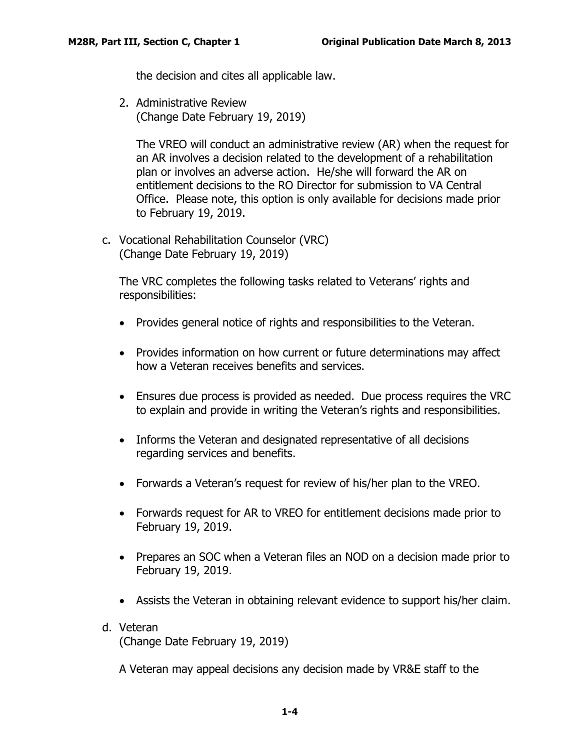the decision and cites all applicable law.

2. Administrative Review
   (Change Date February 19, 2019)

   The VREO will conduct an administrative review (AR) when the request for an AR involves a decision related to the development of a rehabilitation plan or involves an adverse action. He/she will forward the AR on entitlement decisions to the RO Director for submission to VA Central Office. Please note, this option is only available for decisions made prior to February 19, 2019.

c. Vocational Rehabilitation Counselor (VRC)
   (Change Date February 19, 2019)

   The VRC completes the following tasks related to Veterans' rights and responsibilities:

   - Provides general notice of rights and responsibilities to the Veteran.
   - Provides information on how current or future determinations may affect how a Veteran receives benefits and services.
   - Ensures due process is provided as needed. Due process requires the VRC to explain and provide in writing the Veteran's rights and responsibilities.
   - Informs the Veteran and designated representative of all decisions regarding services and benefits.
   - Forwards a Veteran's request for review of his/her plan to the VREO.
   - Forwards request for AR to VREO for entitlement decisions made prior to February 19, 2019.
   - Prepares an SOC when a Veteran files an NOD on a decision made prior to February 19, 2019.
   - Assists the Veteran in obtaining relevant evidence to support his/her claim.

d. Veteran
   (Change Date February 19, 2019)

   A Veteran may appeal decisions any decision made by VR&E staff to the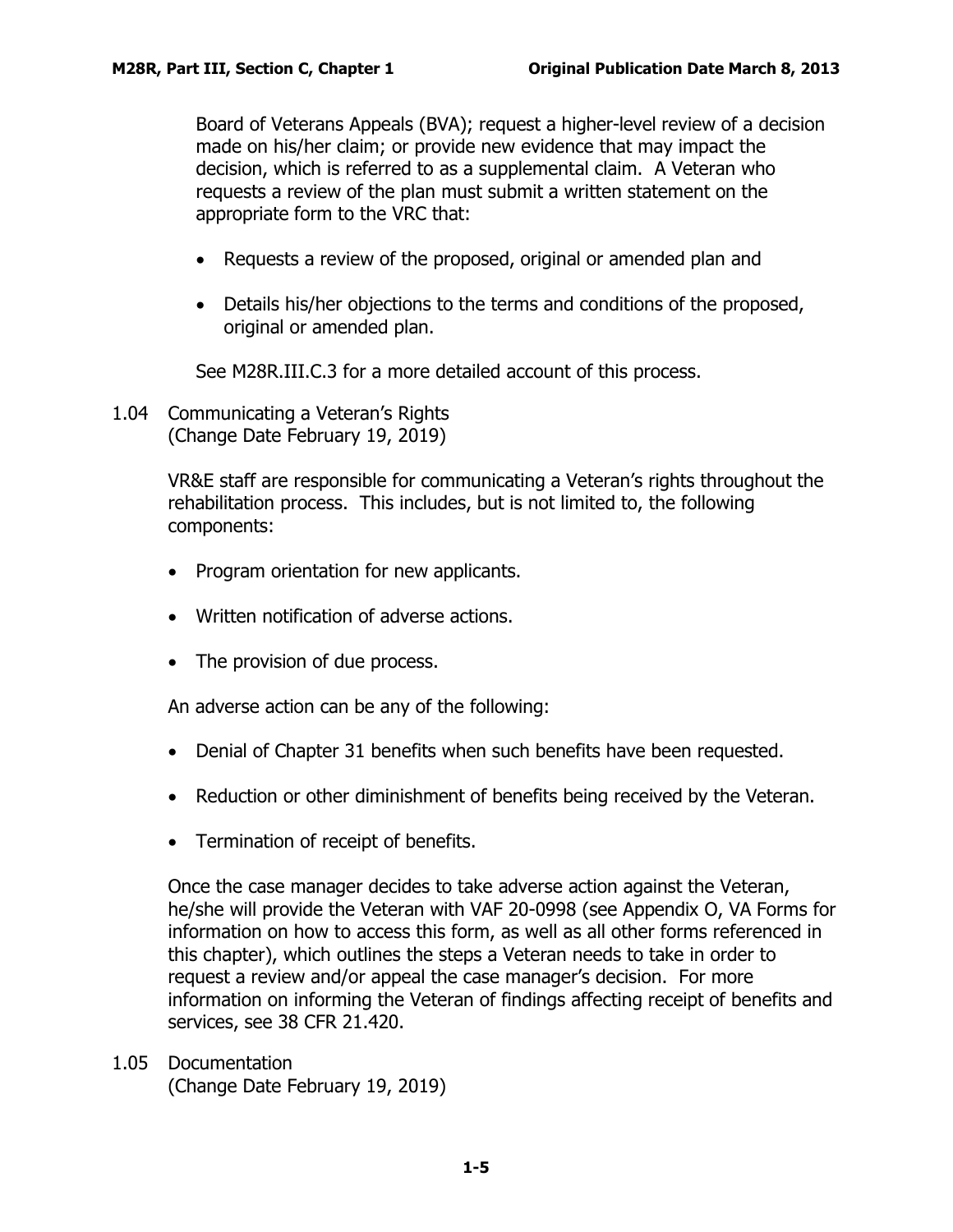Board of Veterans Appeals (BVA); request a higher-level review of a decision made on his/her claim; or provide new evidence that may impact the decision, which is referred to as a supplemental claim. A Veteran who requests a review of the plan must submit a written statement on the appropriate form to the VRC that:

- Requests a review of the proposed, original or amended plan and
- Details his/her objections to the terms and conditions of the proposed, original or amended plan.

See M28R.III.C.3 for a more detailed account of this process.

## 1.04 Communicating a Veteran's Rights
(Change Date February 19, 2019)

VR&E staff are responsible for communicating a Veteran's rights throughout the rehabilitation process. This includes, but is not limited to, the following components:

- Program orientation for new applicants.
- Written notification of adverse actions.
- The provision of due process.

An adverse action can be any of the following:

- Denial of Chapter 31 benefits when such benefits have been requested.
- Reduction or other diminishment of benefits being received by the Veteran.
- Termination of receipt of benefits.

Once the case manager decides to take adverse action against the Veteran, he/she will provide the Veteran with VAF 20-0998 (see Appendix O, VA Forms for information on how to access this form, as well as all other forms referenced in this chapter), which outlines the steps a Veteran needs to take in order to request a review and/or appeal the case manager's decision. For more information on informing the Veteran of findings affecting receipt of benefits and services, see 38 CFR 21.420.

## 1.05 Documentation
(Change Date February 19, 2019)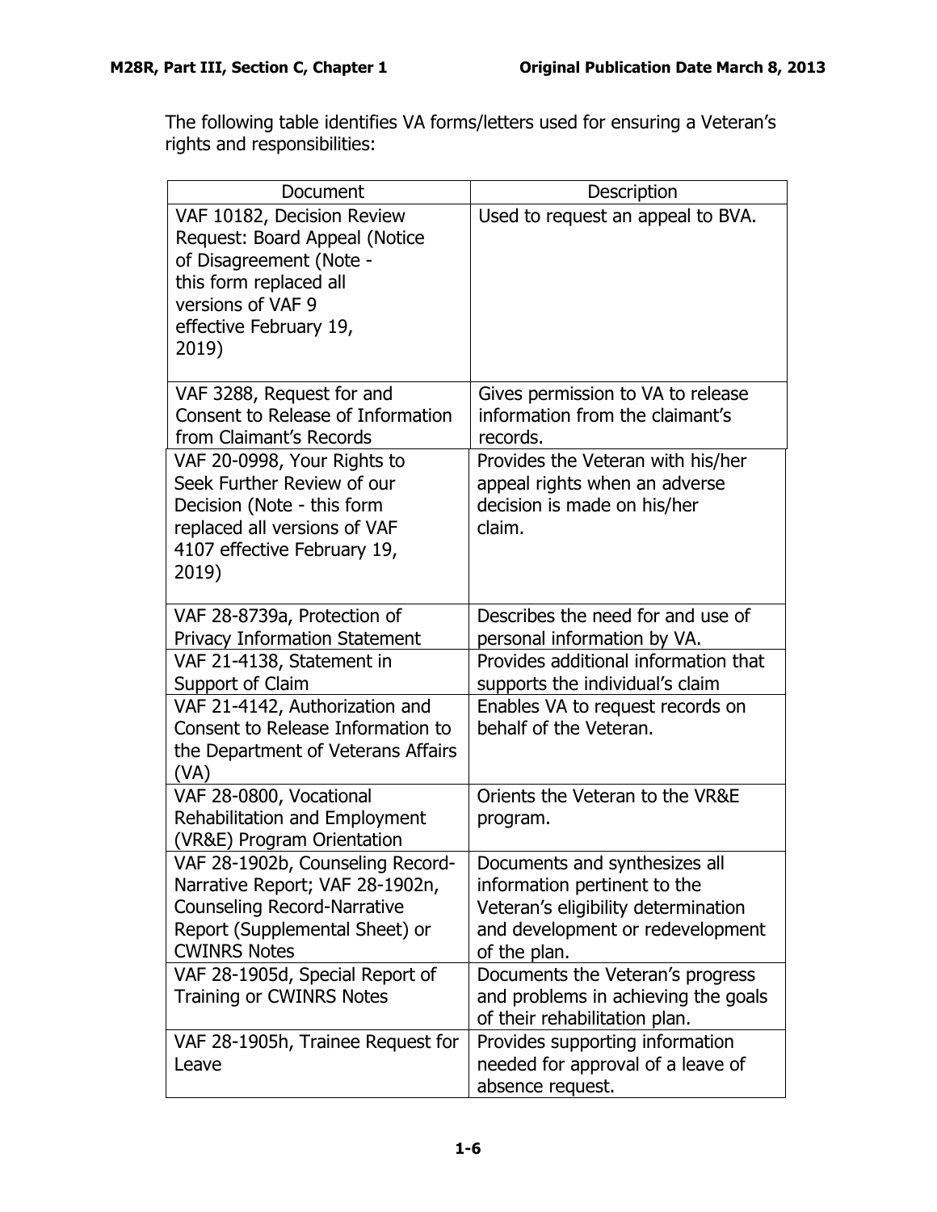The following table identifies VA forms/letters used for ensuring a Veteran's rights and responsibilities:

| Document | Description |
| --- | --- |
| VAF 10182, Decision Review Request: Board Appeal (Notice of Disagreement (Note - this form replaced all versions of VAF 9 effective February 19, 2019) | Used to request an appeal to BVA. |
| VAF 3288, Request for and Consent to Release of Information from Claimant's Records | Gives permission to VA to release information from the claimant's records. |
| VAF 20-0998, Your Rights to Seek Further Review of our Decision (Note - this form replaced all versions of VAF 4107 effective February 19, 2019) | Provides the Veteran with his/her appeal rights when an adverse decision is made on his/her claim. |
| VAF 28-8739a, Protection of Privacy Information Statement | Describes the need for and use of personal information by VA. |
| VAF 21-4138, Statement in Support of Claim | Provides additional information that supports the individual's claim |
| VAF 21-4142, Authorization and Consent to Release Information to the Department of Veterans Affairs (VA) | Enables VA to request records on behalf of the Veteran. |
| VAF 28-0800, Vocational Rehabilitation and Employment (VR&E) Program Orientation | Orients the Veteran to the VR&E program. |
| VAF 28-1902b, Counseling Record-Narrative Report; VAF 28-1902n, Counseling Record-Narrative Report (Supplemental Sheet) or CWINRS Notes | Documents and synthesizes all information pertinent to the Veteran's eligibility determination and development or redevelopment of the plan. |
| VAF 28-1905d, Special Report of Training or CWINRS Notes | Documents the Veteran's progress and problems in achieving the goals of their rehabilitation plan. |
| VAF 28-1905h, Trainee Request for Leave | Provides supporting information needed for approval of a leave of absence request. |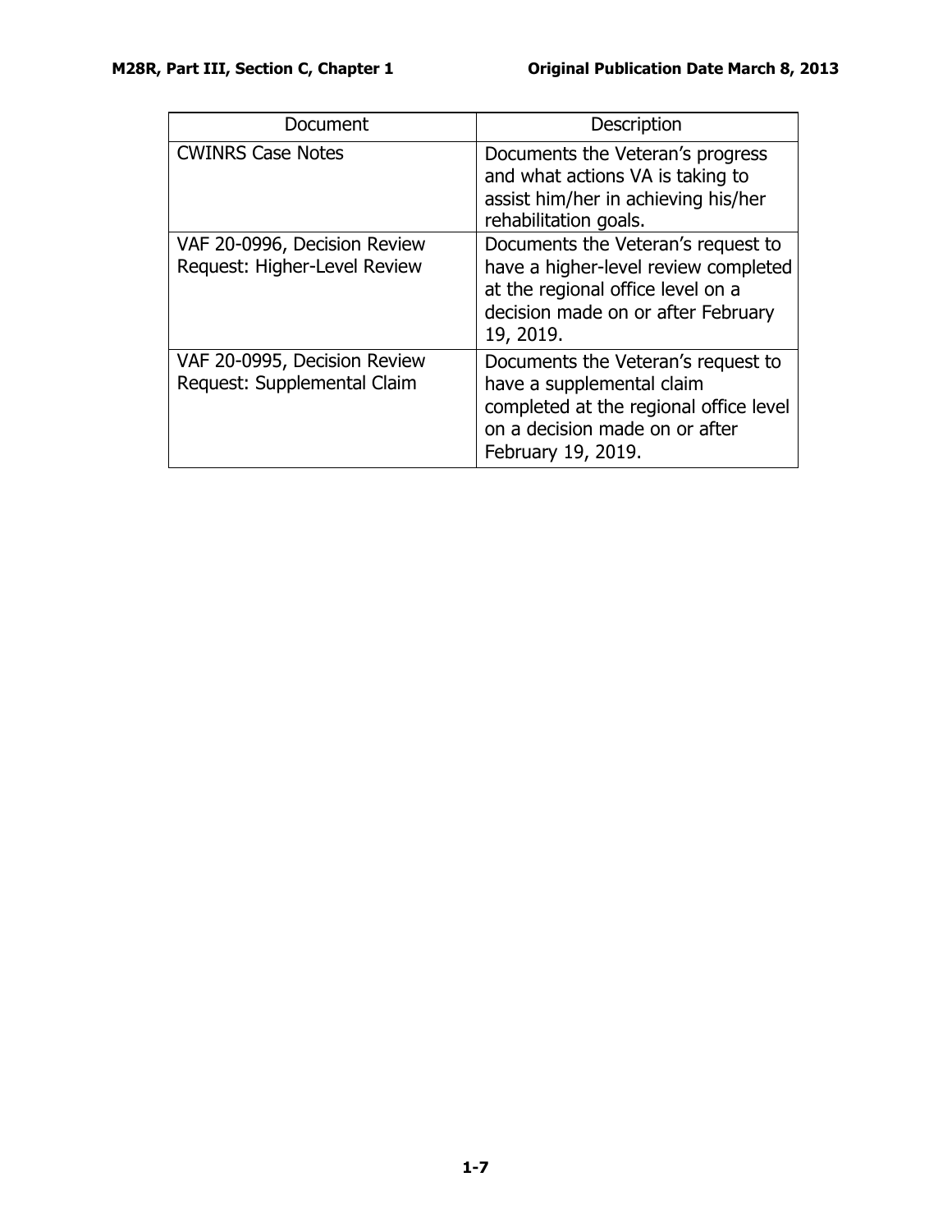| Document | Description |
|---|---|
| CWINRS Case Notes | Documents the Veteran's progress and what actions VA is taking to assist him/her in achieving his/her rehabilitation goals. |
| VAF 20-0996, Decision Review Request: Higher-Level Review | Documents the Veteran's request to have a higher-level review completed at the regional office level on a decision made on or after February 19, 2019. |
| VAF 20-0995, Decision Review Request: Supplemental Claim | Documents the Veteran's request to have a supplemental claim completed at the regional office level on a decision made on or after February 19, 2019. |